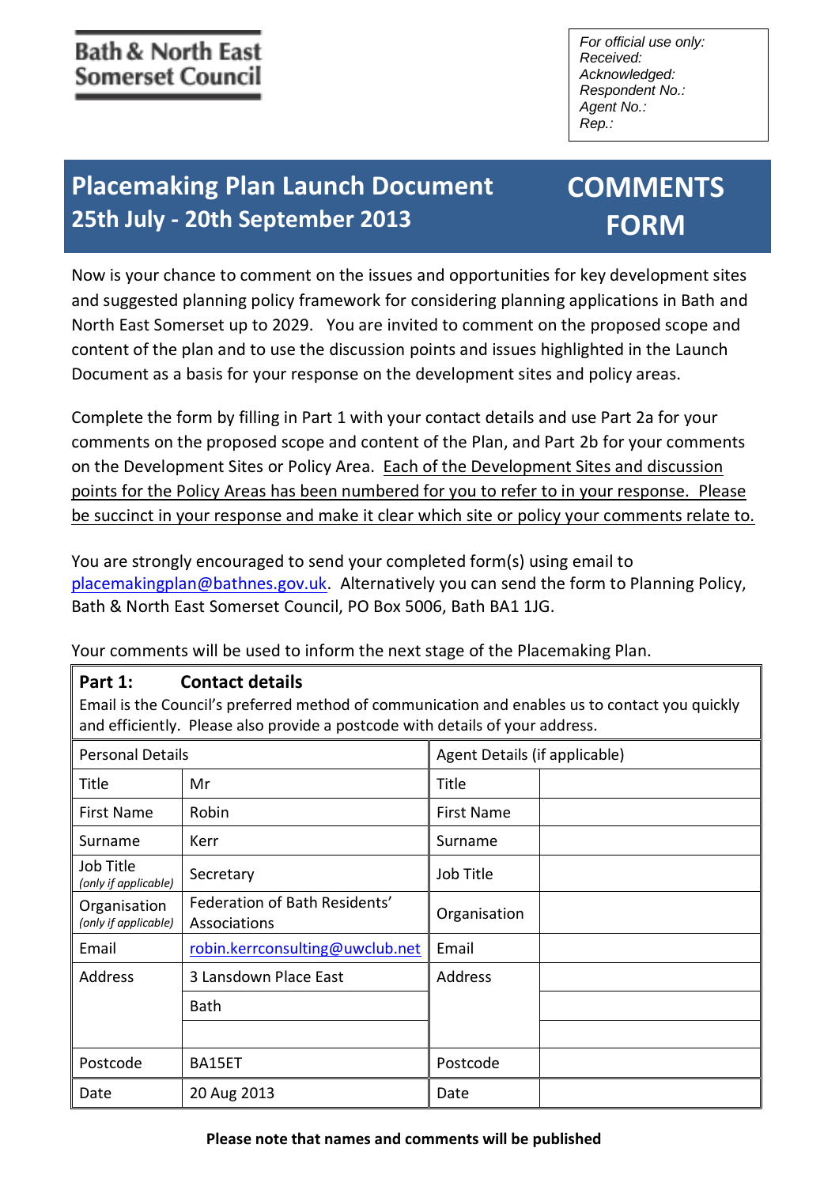Bath & North East Somerset Council

*For official use only:*
*Received:*
*Acknowledged:*
*Respondent No.:*
*Agent No.:*
*Rep.:*

# Placemaking Plan Launch Document 25th July - 20th September 2013

# COMMENTS FORM

Now is your chance to comment on the issues and opportunities for key development sites and suggested planning policy framework for considering planning applications in Bath and North East Somerset up to 2029. You are invited to comment on the proposed scope and content of the plan and to use the discussion points and issues highlighted in the Launch Document as a basis for your response on the development sites and policy areas.

Complete the form by filling in Part 1 with your contact details and use Part 2a for your comments on the proposed scope and content of the Plan, and Part 2b for your comments on the Development Sites or Policy Area. Each of the Development Sites and discussion points for the Policy Areas has been numbered for you to refer to in your response. Please be succinct in your response and make it clear which site or policy your comments relate to.

You are strongly encouraged to send your completed form(s) using email to placemakingplan@bathnes.gov.uk. Alternatively you can send the form to Planning Policy, Bath & North East Somerset Council, PO Box 5006, Bath BA1 1JG.

Your comments will be used to inform the next stage of the Placemaking Plan.

## Part 1: Contact details

Email is the Council's preferred method of communication and enables us to contact you quickly and efficiently. Please also provide a postcode with details of your address.

| Personal Details | | Agent Details (if applicable) | |
|---|---|---|---|
| Title | Mr | Title | |
| First Name | Robin | First Name | |
| Surname | Kerr | Surname | |
| Job Title *(only if applicable)* | Secretary | Job Title | |
| Organisation *(only if applicable)* | Federation of Bath Residents' Associations | Organisation | |
| Email | robin.kerrconsulting@uwclub.net | Email | |
| Address | 3 Lansdown Place East | Address | |
| | Bath | | |
| | | | |
| Postcode | BA15ET | Postcode | |
| Date | 20 Aug 2013 | Date | |

**Please note that names and comments will be published**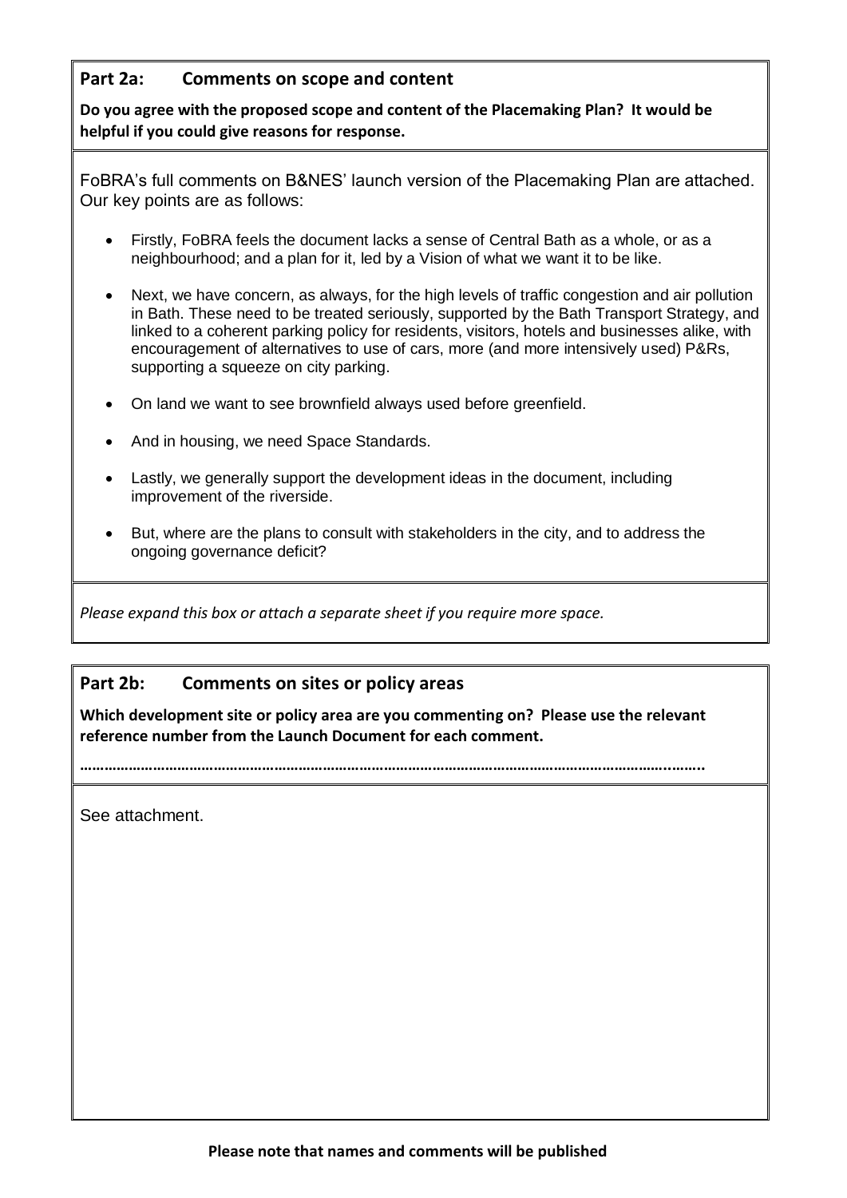## Part 2a: Comments on scope and content

**Do you agree with the proposed scope and content of the Placemaking Plan? It would be helpful if you could give reasons for response.**

FoBRA's full comments on B&NES' launch version of the Placemaking Plan are attached. Our key points are as follows:

- Firstly, FoBRA feels the document lacks a sense of Central Bath as a whole, or as a neighbourhood; and a plan for it, led by a Vision of what we want it to be like.
- Next, we have concern, as always, for the high levels of traffic congestion and air pollution in Bath. These need to be treated seriously, supported by the Bath Transport Strategy, and linked to a coherent parking policy for residents, visitors, hotels and businesses alike, with encouragement of alternatives to use of cars, more (and more intensively used) P&Rs, supporting a squeeze on city parking.
- On land we want to see brownfield always used before greenfield.
- And in housing, we need Space Standards.
- Lastly, we generally support the development ideas in the document, including improvement of the riverside.
- But, where are the plans to consult with stakeholders in the city, and to address the ongoing governance deficit?

*Please expand this box or attach a separate sheet if you require more space.*

## Part 2b: Comments on sites or policy areas

**Which development site or policy area are you commenting on? Please use the relevant reference number from the Launch Document for each comment.**

**……………………………………………………………………………………………………………………………..……..**

See attachment.

**Please note that names and comments will be published**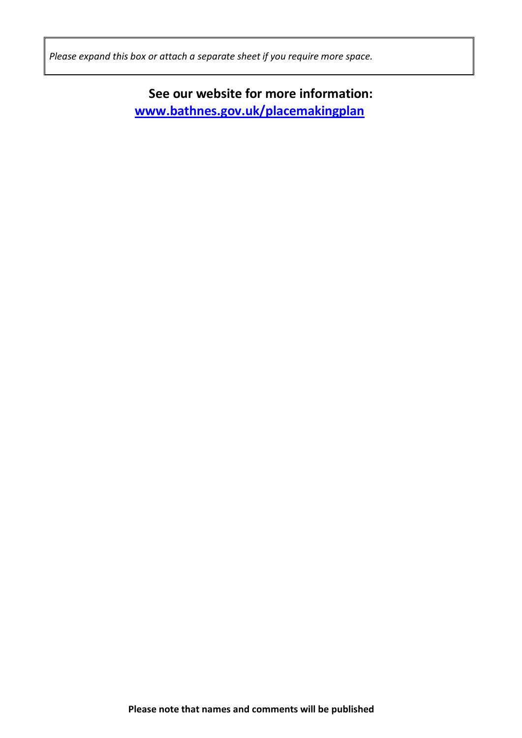*Please expand this box or attach a separate sheet if you require more space.*

**See our website for more information:**
**[www.bathnes.gov.uk/placemakingplan](http://www.bathnes.gov.uk/placemakingplan)**

**Please note that names and comments will be published**